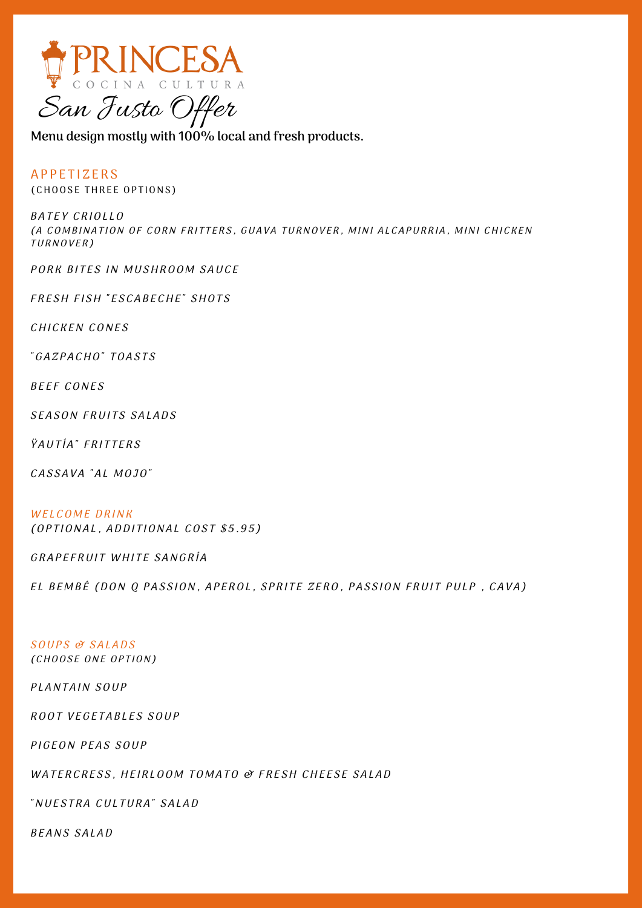# PRINCESA

COCINA CULTURA

## San Justo Offer

**Menu design mostly with 100% local and fresh products.**

### APPETIZERS

(CHOOSE THREE OPTIONS)

*BATEY CRIOLLO*
*(A COMBINATION OF CORN FRITTERS, GUAVA TURNOVER, MINI ALCAPURRIA, MINI CHICKEN TURNOVER)*

*PORK BITES IN MUSHROOM SAUCE*

*FRESH FISH "ESCABECHE" SHOTS*

*CHICKEN CONES*

*"GAZPACHO" TOASTS*

*BEEF CONES*

*SEASON FRUITS SALADS*

*ŸAUTÍA" FRITTERS*

*CASSAVA "AL MOJO"*

### *WELCOME DRINK*

*(OPTIONAL, ADDITIONAL COST $5.95)*

*GRAPEFRUIT WHITE SANGRÍA*

*EL BEMBÉ (DON Q PASSION, APEROL, SPRITE ZERO, PASSION FRUIT PULP , CAVA)*

### *SOUPS & SALADS*

*(CHOOSE ONE OPTION)*

*PLANTAIN SOUP*

*ROOT VEGETABLES SOUP*

*PIGEON PEAS SOUP*

*WATERCRESS, HEIRLOOM TOMATO & FRESH CHEESE SALAD*

*"NUESTRA CULTURA" SALAD*

*BEANS SALAD*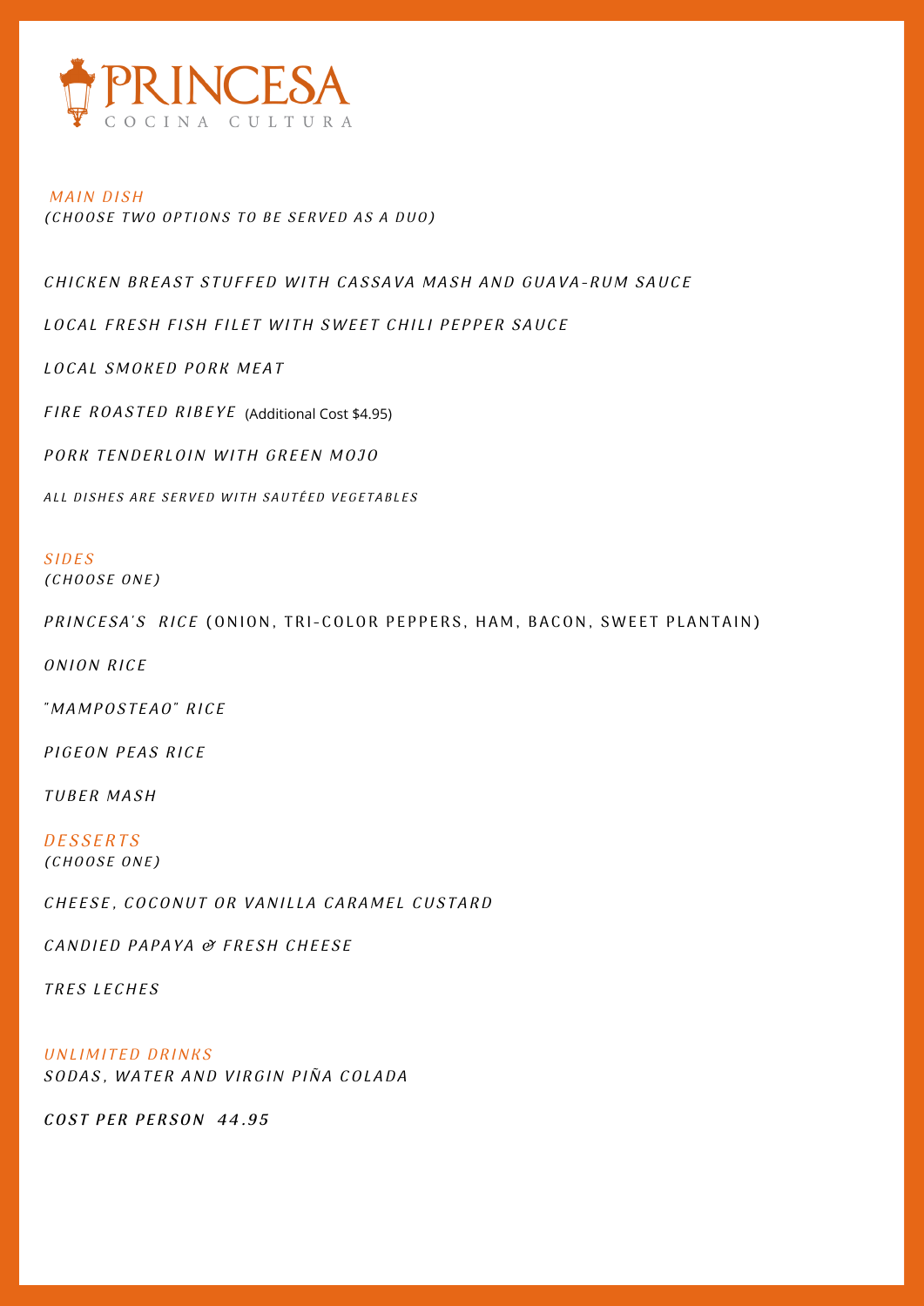# PRINCESA
COCINA CULTURA

## MAIN DISH
*(CHOOSE TWO OPTIONS TO BE SERVED AS A DUO)*

*CHICKEN BREAST STUFFED WITH CASSAVA MASH AND GUAVA-RUM SAUCE*

*LOCAL FRESH FISH FILET WITH SWEET CHILI PEPPER SAUCE*

*LOCAL SMOKED PORK MEAT*

*FIRE ROASTED RIBEYE* (Additional Cost $4.95)

*PORK TENDERLOIN WITH GREEN MOJO*

*ALL DISHES ARE SERVED WITH SAUTÉED VEGETABLES*

## SIDES
*(CHOOSE ONE)*

*PRINCESA'S RICE* (ONION, TRI-COLOR PEPPERS, HAM, BACON, SWEET PLANTAIN)

*ONION RICE*

*"MAMPOSTEAO" RICE*

*PIGEON PEAS RICE*

*TUBER MASH*

## DESSERTS
*(CHOOSE ONE)*

*CHEESE, COCONUT OR VANILLA CARAMEL CUSTARD*

*CANDIED PAPAYA & FRESH CHEESE*

*TRES LECHES*

## UNLIMITED DRINKS
*SODAS, WATER AND VIRGIN PIÑA COLADA*

**COST PER PERSON 44.95**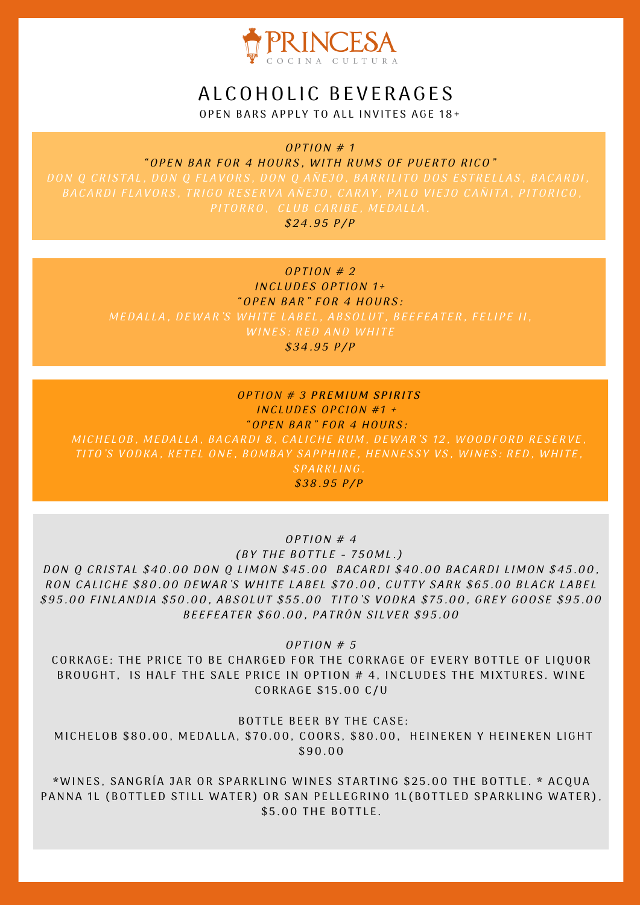# PRINCESA
COCINA CULTURA

## ALCOHOLIC BEVERAGES

OPEN BARS APPLY TO ALL INVITES AGE 18+

*OPTION # 1*

*"OPEN BAR FOR 4 HOURS, WITH RUMS OF PUERTO RICO"*

*DON Q CRISTAL, DON Q FLAVORS, DON Q AÑEJO, BARRILITO DOS ESTRELLAS, BACARDI, BACARDI FLAVORS, TRIGO RESERVA AÑEJO, CARAY, PALO VIEJO CAÑITA, PITORICO, PITORRO, CLUB CARIBE, MEDALLA.*

*$24.95 P/P*

*OPTION # 2*

*INCLUDES OPTION 1+*

*"OPEN BAR" FOR 4 HOURS:*

*MEDALLA, DEWAR'S WHITE LABEL, ABSOLUT, BEEFEATER, FELIPE II, WINES: RED AND WHITE*

*$34.95 P/P*

*OPTION # 3* ***PREMIUM SPIRITS***

*INCLUDES OPCION #1 +*

*"OPEN BAR" FOR 4 HOURS:*

*MICHELOB, MEDALLA, BACARDI 8, CALICHE RUM, DEWAR'S 12, WOODFORD RESERVE, TITO'S VODKA, KETEL ONE, BOMBAY SAPPHIRE, HENNESSY VS, WINES: RED, WHITE, SPARKLING.*

*$38.95 P/P*

*OPTION # 4*

*(BY THE BOTTLE - 750ML.)*

*DON Q CRISTAL $40.00 DON Q LIMON $45.00 BACARDI $40.00 BACARDI LIMON $45.00, RON CALICHE $80.00 DEWAR'S WHITE LABEL $70.00, CUTTY SARK $65.00 BLACK LABEL $95.00 FINLANDIA $50.00, ABSOLUT $55.00 TITO'S VODKA $75.00, GREY GOOSE $95.00 BEEFEATER $60.00, PATRÓN SILVER $95.00*

*OPTION # 5*

CORKAGE: THE PRICE TO BE CHARGED FOR THE CORKAGE OF EVERY BOTTLE OF LIQUOR BROUGHT, IS HALF THE SALE PRICE IN OPTION # 4, INCLUDES THE MIXTURES. WINE CORKAGE $15.00 C/U

BOTTLE BEER BY THE CASE:

MICHELOB $80.00, MEDALLA, $70.00, COORS, $80.00, HEINEKEN Y HEINEKEN LIGHT $90.00

*WINES, SANGRÍA JAR OR SPARKLING WINES STARTING $25.00 THE BOTTLE. * ACQUA PANNA 1L (BOTTLED STILL WATER) OR SAN PELLEGRINO 1L(BOTTLED SPARKLING WATER), $5.00 THE BOTTLE.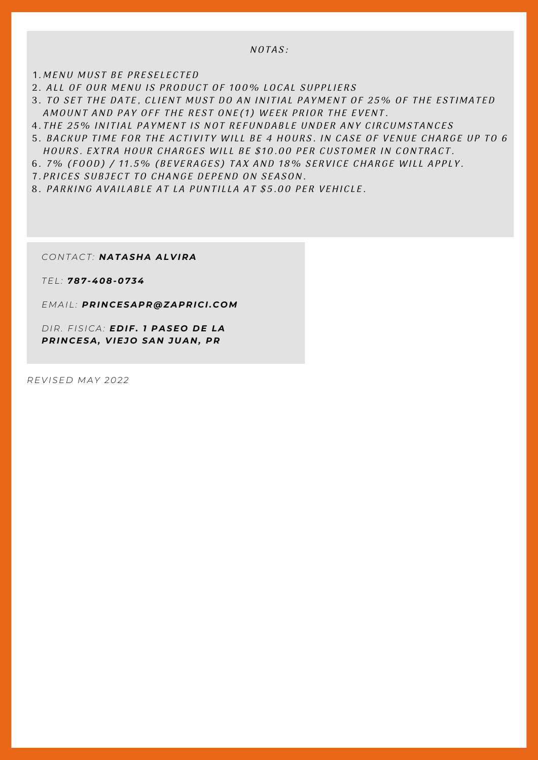## *NOTAS:*

1. *MENU MUST BE PRESELECTED*
2. *ALL OF OUR MENU IS PRODUCT OF 100% LOCAL SUPPLIERS*
3. *TO SET THE DATE, CLIENT MUST DO AN INITIAL PAYMENT OF 25% OF THE ESTIMATED AMOUNT AND PAY OFF THE REST ONE(1) WEEK PRIOR THE EVENT.*
4. *THE 25% INITIAL PAYMENT IS NOT REFUNDABLE UNDER ANY CIRCUMSTANCES*
5. *BACKUP TIME FOR THE ACTIVITY WILL BE 4 HOURS. IN CASE OF VENUE CHARGE UP TO 6 HOURS. EXTRA HOUR CHARGES WILL BE $10.00 PER CUSTOMER IN CONTRACT.*
6. *7% (FOOD) / 11.5% (BEVERAGES) TAX AND 18% SERVICE CHARGE WILL APPLY.*
7. *PRICES SUBJECT TO CHANGE DEPEND ON SEASON.*
8. *PARKING AVAILABLE AT LA PUNTILLA AT $5.00 PER VEHICLE.*

*CONTACT:* ***NATASHA ALVIRA***

*TEL:* ***787-408-0734***

*EMAIL:* ***PRINCESAPR@ZAPRICI.COM***

*DIR. FISICA:* ***EDIF. 1 PASEO DE LA PRINCESA, VIEJO SAN JUAN, PR***

*REVISED MAY 2022*